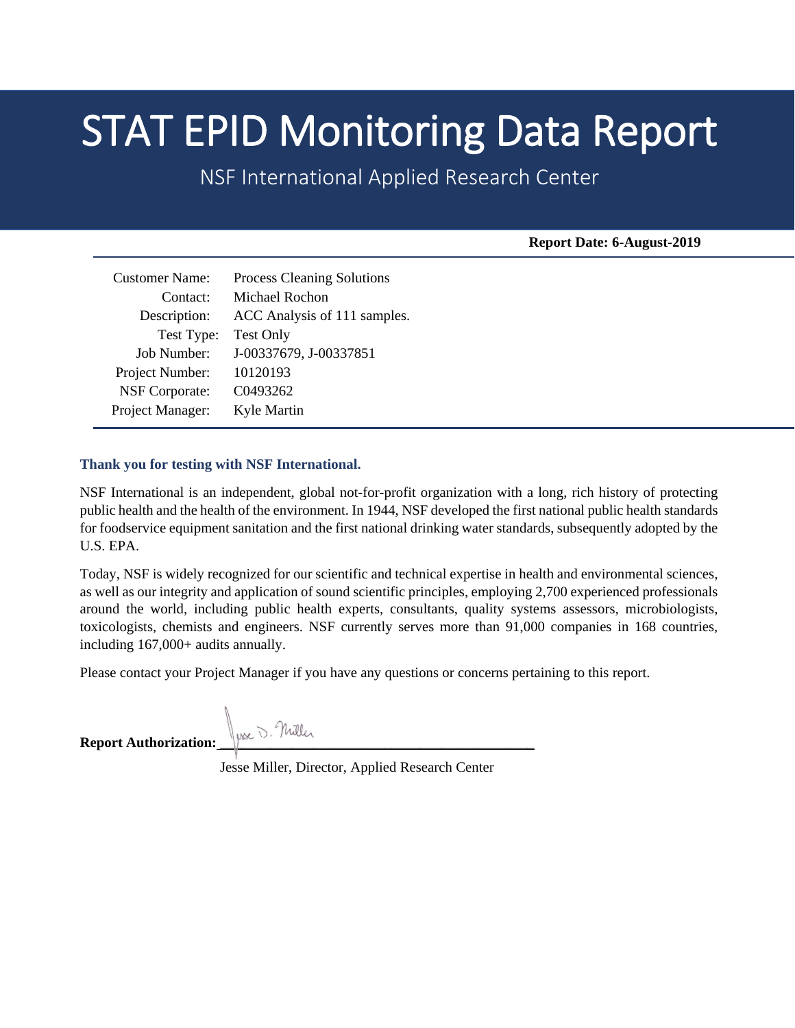# STAT EPID Monitoring Data Report

NSF International Applied Research Center

**Report Date: 6-August-2019**

| | |
|---|---|
| Customer Name: | Process Cleaning Solutions |
| Contact: | Michael Rochon |
| Description: | ACC Analysis of 111 samples. |
| Test Type: | Test Only |
| Job Number: | J-00337679, J-00337851 |
| Project Number: | 10120193 |
| NSF Corporate: | C0493262 |
| Project Manager: | Kyle Martin |

**Thank you for testing with NSF International.**

NSF International is an independent, global not-for-profit organization with a long, rich history of protecting public health and the health of the environment. In 1944, NSF developed the first national public health standards for foodservice equipment sanitation and the first national drinking water standards, subsequently adopted by the U.S. EPA.

Today, NSF is widely recognized for our scientific and technical expertise in health and environmental sciences, as well as our integrity and application of sound scientific principles, employing 2,700 experienced professionals around the world, including public health experts, consultants, quality systems assessors, microbiologists, toxicologists, chemists and engineers. NSF currently serves more than 91,000 companies in 168 countries, including 167,000+ audits annually.

Please contact your Project Manager if you have any questions or concerns pertaining to this report.

**Report Authorization:** Jesse D. Miller

Jesse Miller, Director, Applied Research Center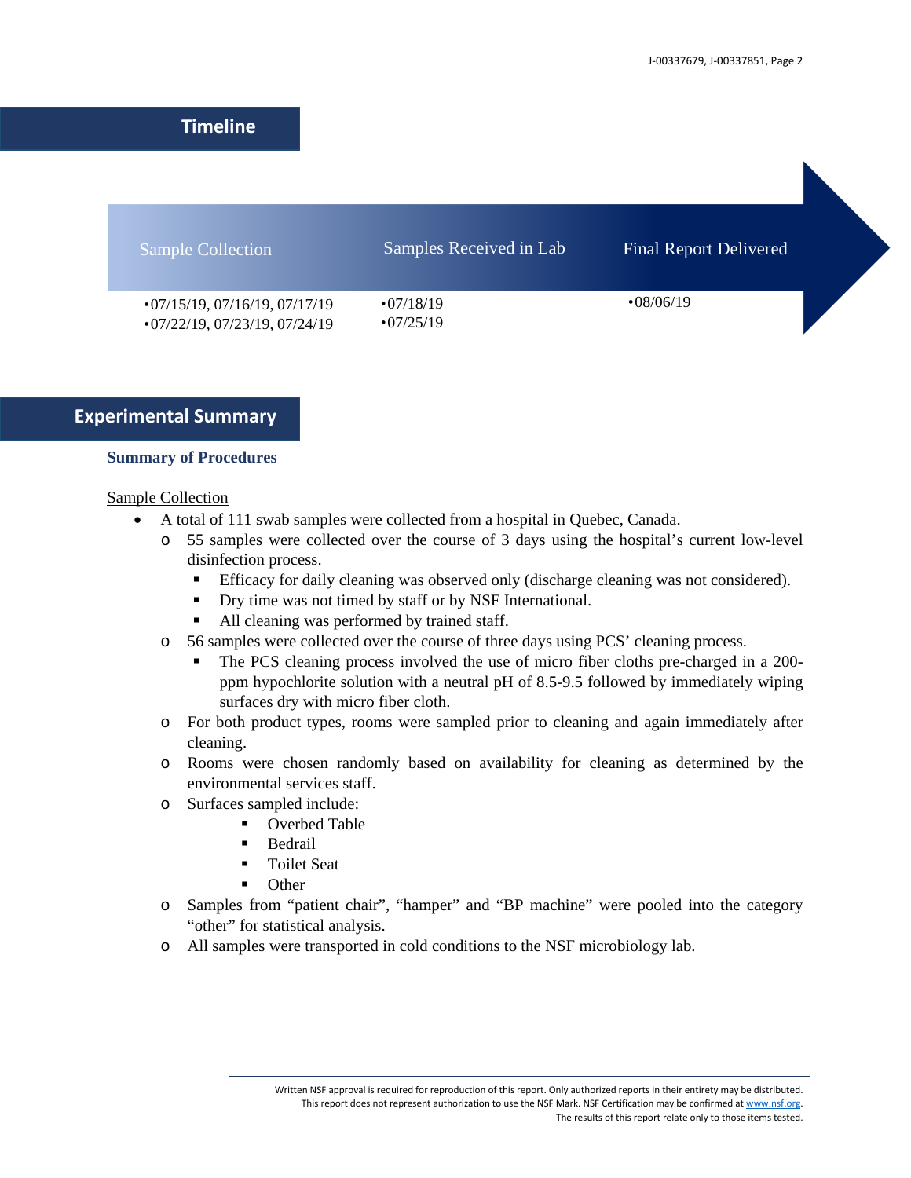## Timeline

| Sample Collection | Samples Received in Lab | Final Report Delivered |
|---|---|---|
| •07/15/19, 07/16/19, 07/17/19<br>•07/22/19, 07/23/19, 07/24/19 | •07/18/19<br>•07/25/19 | •08/06/19 |

## Experimental Summary

### Summary of Procedures

Sample Collection

- A total of 111 swab samples were collected from a hospital in Quebec, Canada.
  - 55 samples were collected over the course of 3 days using the hospital's current low-level disinfection process.
    - Efficacy for daily cleaning was observed only (discharge cleaning was not considered).
    - Dry time was not timed by staff or by NSF International.
    - All cleaning was performed by trained staff.
  - 56 samples were collected over the course of three days using PCS' cleaning process.
    - The PCS cleaning process involved the use of micro fiber cloths pre-charged in a 200-ppm hypochlorite solution with a neutral pH of 8.5-9.5 followed by immediately wiping surfaces dry with micro fiber cloth.
  - For both product types, rooms were sampled prior to cleaning and again immediately after cleaning.
  - Rooms were chosen randomly based on availability for cleaning as determined by the environmental services staff.
  - Surfaces sampled include:
    - Overbed Table
    - Bedrail
    - Toilet Seat
    - Other
  - Samples from "patient chair", "hamper" and "BP machine" were pooled into the category "other" for statistical analysis.
  - All samples were transported in cold conditions to the NSF microbiology lab.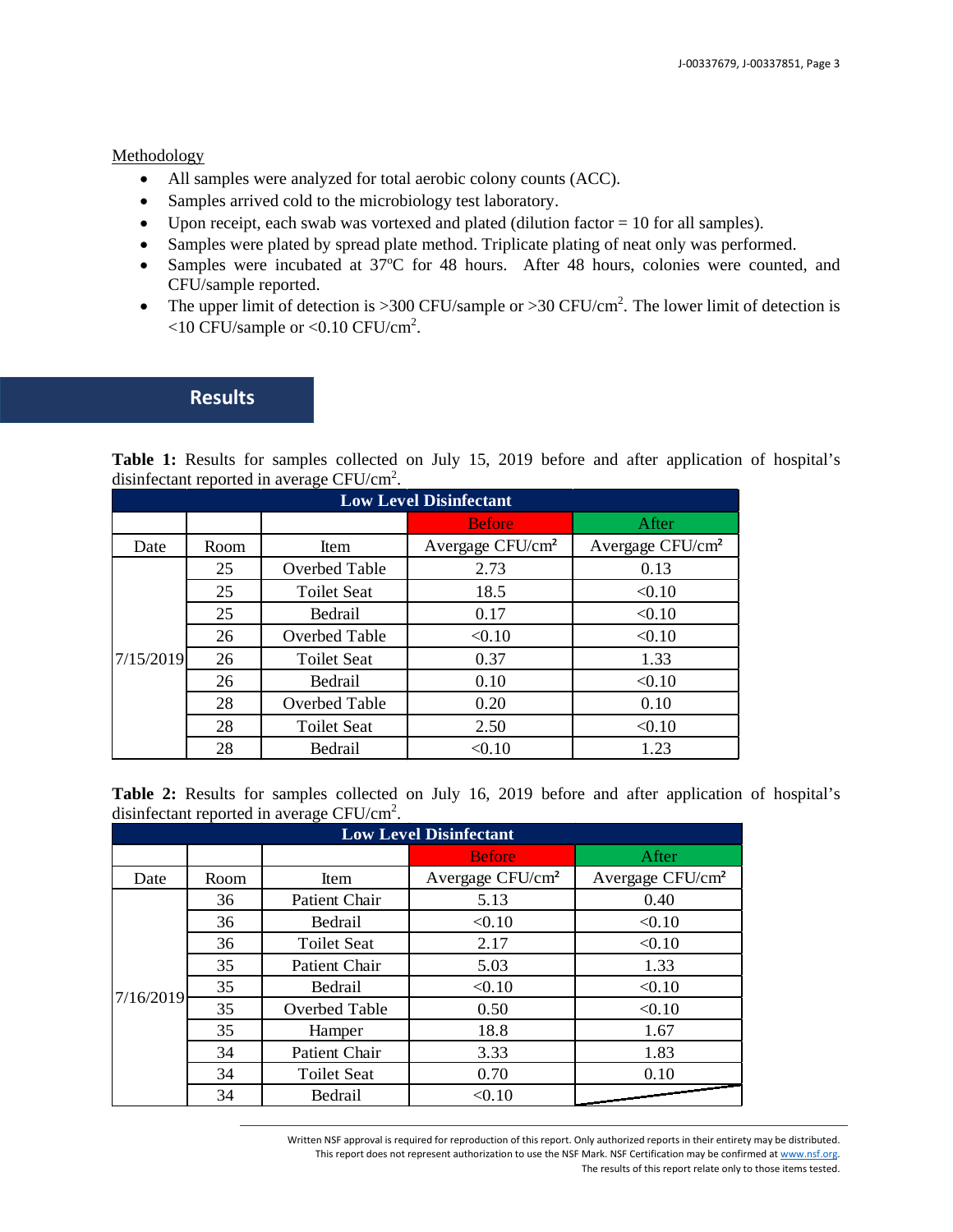Methodology

- All samples were analyzed for total aerobic colony counts (ACC).
- Samples arrived cold to the microbiology test laboratory.
- Upon receipt, each swab was vortexed and plated (dilution factor = 10 for all samples).
- Samples were plated by spread plate method. Triplicate plating of neat only was performed.
- Samples were incubated at 37ºC for 48 hours. After 48 hours, colonies were counted, and CFU/sample reported.
- The upper limit of detection is >300 CFU/sample or >30 CFU/cm$^2$. The lower limit of detection is <10 CFU/sample or <0.10 CFU/cm$^2$.

## Results

**Table 1:** Results for samples collected on July 15, 2019 before and after application of hospital's disinfectant reported in average CFU/cm$^2$.

| Low Level Disinfectant | | | | |
|---|---|---|---|---|
| | | | Before | After |
| Date | Room | Item | Avergage CFU/cm² | Avergage CFU/cm² |
| 7/15/2019 | 25 | Overbed Table | 2.73 | 0.13 |
| | 25 | Toilet Seat | 18.5 | <0.10 |
| | 25 | Bedrail | 0.17 | <0.10 |
| | 26 | Overbed Table | <0.10 | <0.10 |
| | 26 | Toilet Seat | 0.37 | 1.33 |
| | 26 | Bedrail | 0.10 | <0.10 |
| | 28 | Overbed Table | 0.20 | 0.10 |
| | 28 | Toilet Seat | 2.50 | <0.10 |
| | 28 | Bedrail | <0.10 | 1.23 |

**Table 2:** Results for samples collected on July 16, 2019 before and after application of hospital's disinfectant reported in average CFU/cm$^2$.

| Low Level Disinfectant | | | | |
|---|---|---|---|---|
| | | | Before | After |
| Date | Room | Item | Avergage CFU/cm² | Avergage CFU/cm² |
| 7/16/2019 | 36 | Patient Chair | 5.13 | 0.40 |
| | 36 | Bedrail | <0.10 | <0.10 |
| | 36 | Toilet Seat | 2.17 | <0.10 |
| | 35 | Patient Chair | 5.03 | 1.33 |
| | 35 | Bedrail | <0.10 | <0.10 |
| | 35 | Overbed Table | 0.50 | <0.10 |
| | 35 | Hamper | 18.8 | 1.67 |
| | 34 | Patient Chair | 3.33 | 1.83 |
| | 34 | Toilet Seat | 0.70 | 0.10 |
| | 34 | Bedrail | <0.10 | |

Written NSF approval is required for reproduction of this report. Only authorized reports in their entirety may be distributed. This report does not represent authorization to use the NSF Mark. NSF Certification may be confirmed at www.nsf.org. The results of this report relate only to those items tested.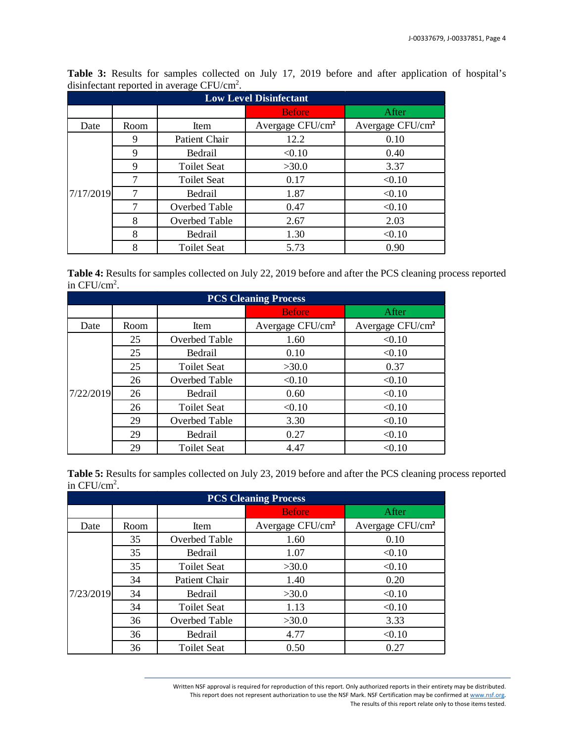**Table 3:** Results for samples collected on July 17, 2019 before and after application of hospital's disinfectant reported in average CFU/cm$^2$.

| Low Level Disinfectant | | | | |
|---|---|---|---|---|
| | | | Before | After |
| Date | Room | Item | Avergage CFU/cm² | Avergage CFU/cm² |
| 7/17/2019 | 9 | Patient Chair | 12.2 | 0.10 |
| | 9 | Bedrail | <0.10 | 0.40 |
| | 9 | Toilet Seat | >30.0 | 3.37 |
| | 7 | Toilet Seat | 0.17 | <0.10 |
| | 7 | Bedrail | 1.87 | <0.10 |
| | 7 | Overbed Table | 0.47 | <0.10 |
| | 8 | Overbed Table | 2.67 | 2.03 |
| | 8 | Bedrail | 1.30 | <0.10 |
| | 8 | Toilet Seat | 5.73 | 0.90 |

**Table 4:** Results for samples collected on July 22, 2019 before and after the PCS cleaning process reported in CFU/cm$^2$.

| PCS Cleaning Process | | | | |
|---|---|---|---|---|
| | | | Before | After |
| Date | Room | Item | Avergage CFU/cm² | Avergage CFU/cm² |
| 7/22/2019 | 25 | Overbed Table | 1.60 | <0.10 |
| | 25 | Bedrail | 0.10 | <0.10 |
| | 25 | Toilet Seat | >30.0 | 0.37 |
| | 26 | Overbed Table | <0.10 | <0.10 |
| | 26 | Bedrail | 0.60 | <0.10 |
| | 26 | Toilet Seat | <0.10 | <0.10 |
| | 29 | Overbed Table | 3.30 | <0.10 |
| | 29 | Bedrail | 0.27 | <0.10 |
| | 29 | Toilet Seat | 4.47 | <0.10 |

**Table 5:** Results for samples collected on July 23, 2019 before and after the PCS cleaning process reported in CFU/cm$^2$.

| PCS Cleaning Process | | | | |
|---|---|---|---|---|
| | | | Before | After |
| Date | Room | Item | Avergage CFU/cm² | Avergage CFU/cm² |
| 7/23/2019 | 35 | Overbed Table | 1.60 | 0.10 |
| | 35 | Bedrail | 1.07 | <0.10 |
| | 35 | Toilet Seat | >30.0 | <0.10 |
| | 34 | Patient Chair | 1.40 | 0.20 |
| | 34 | Bedrail | >30.0 | <0.10 |
| | 34 | Toilet Seat | 1.13 | <0.10 |
| | 36 | Overbed Table | >30.0 | 3.33 |
| | 36 | Bedrail | 4.77 | <0.10 |
| | 36 | Toilet Seat | 0.50 | 0.27 |

Written NSF approval is required for reproduction of this report. Only authorized reports in their entirety may be distributed. This report does not represent authorization to use the NSF Mark. NSF Certification may be confirmed at www.nsf.org. The results of this report relate only to those items tested.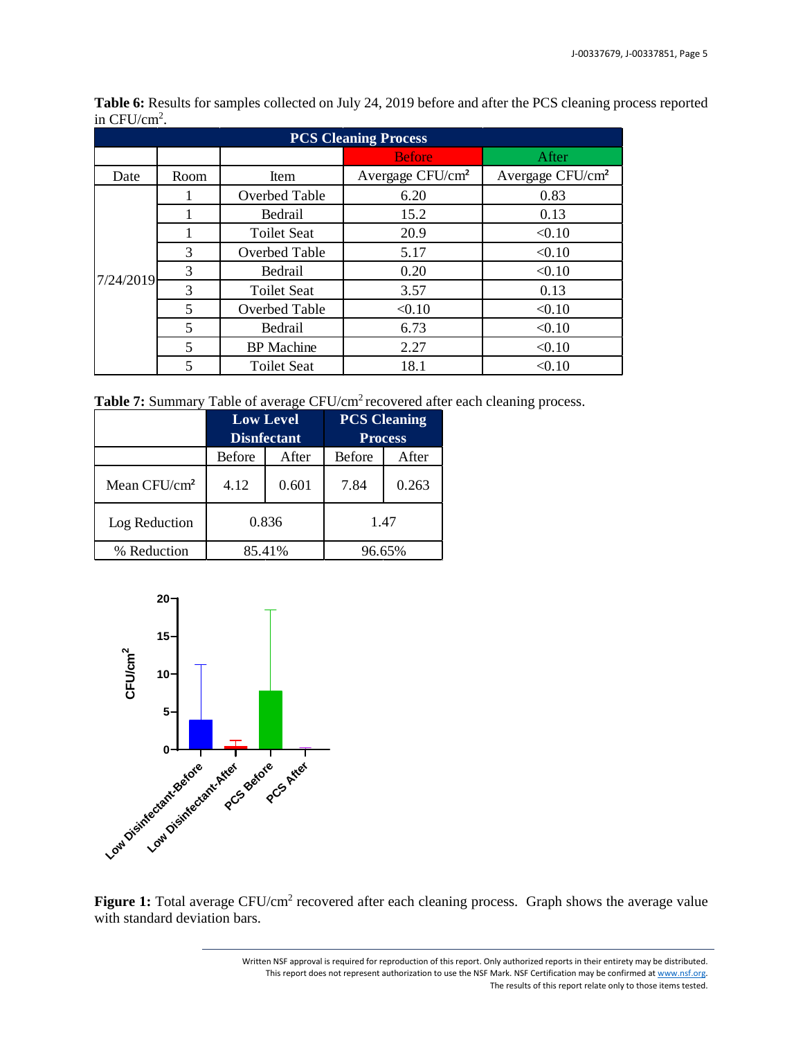**Table 6:** Results for samples collected on July 24, 2019 before and after the PCS cleaning process reported in CFU/cm$^2$.

| PCS Cleaning Process | | | | |
|---|---|---|---|---|
| | | | Before | After |
| Date | Room | Item | Avergage CFU/cm² | Avergage CFU/cm² |
| 7/24/2019 | 1 | Overbed Table | 6.20 | 0.83 |
| | 1 | Bedrail | 15.2 | 0.13 |
| | 1 | Toilet Seat | 20.9 | <0.10 |
| | 3 | Overbed Table | 5.17 | <0.10 |
| | 3 | Bedrail | 0.20 | <0.10 |
| | 3 | Toilet Seat | 3.57 | 0.13 |
| | 5 | Overbed Table | <0.10 | <0.10 |
| | 5 | Bedrail | 6.73 | <0.10 |
| | 5 | BP Machine | 2.27 | <0.10 |
| | 5 | Toilet Seat | 18.1 | <0.10 |

**Table 7:** Summary Table of average CFU/cm$^2$ recovered after each cleaning process.

| | Low Level Disnfectant | | PCS Cleaning Process | |
|---|---|---|---|---|
| | Before | After | Before | After |
| Mean CFU/cm² | 4.12 | 0.601 | 7.84 | 0.263 |
| Log Reduction | 0.836 | | 1.47 | |
| % Reduction | 85.41% | | 96.65% | |

**Figure 1:** Total average CFU/cm$^2$ recovered after each cleaning process. Graph shows the average value with standard deviation bars.